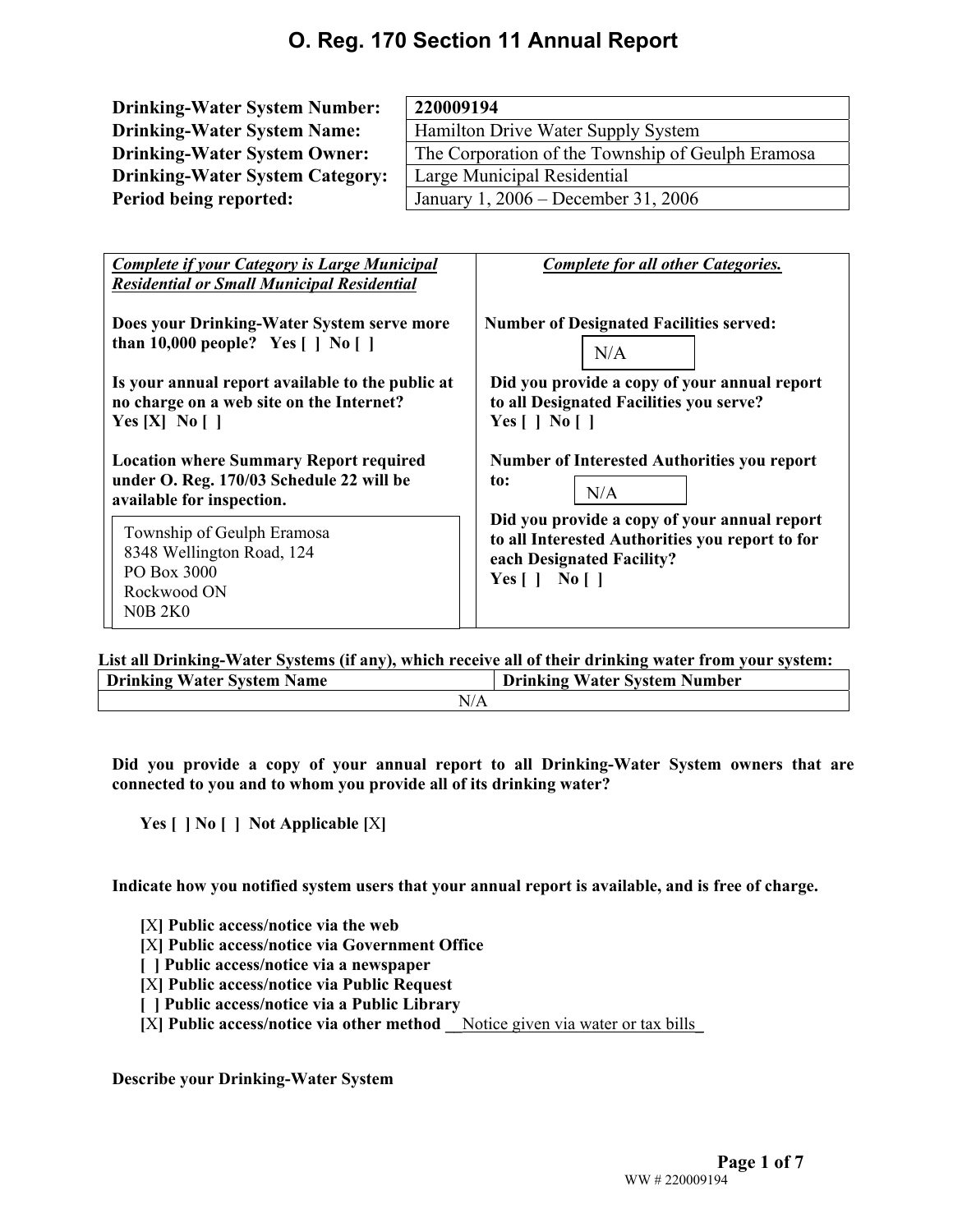# O. Reg. 170 Section 11 Annual Report

| | |
|---|---|
| **Drinking-Water System Number:** | **220009194** |
| **Drinking-Water System Name:** | Hamilton Drive Water Supply System |
| **Drinking-Water System Owner:** | The Corporation of the Township of Geulph Eramosa |
| **Drinking-Water System Category:** | Large Municipal Residential |
| **Period being reported:** | January 1, 2006 – December 31, 2006 |

| ***Complete if your Category is Large Municipal Residential or Small Municipal Residential*** | ***Complete for all other Categories.*** |
|---|---|
| **Does your Drinking-Water System serve more than 10,000 people? Yes [ ] No [ ]** | **Number of Designated Facilities served:** N/A |
| **Is your annual report available to the public at no charge on a web site on the Internet? Yes [X] No [ ]** | **Did you provide a copy of your annual report to all Designated Facilities you serve? Yes [ ] No [ ]** |
| **Location where Summary Report required under O. Reg. 170/03 Schedule 22 will be available for inspection.** | **Number of Interested Authorities you report to:** N/A |
| Township of Geulph Eramosa<br>8348 Wellington Road, 124<br>PO Box 3000<br>Rockwood ON<br>N0B 2K0 | **Did you provide a copy of your annual report to all Interested Authorities you report to for each Designated Facility? Yes [ ] No [ ]** |

**List all Drinking-Water Systems (if any), which receive all of their drinking water from your system:**

| Drinking Water System Name | Drinking Water System Number |
|---|---|
| N/A | |

**Did you provide a copy of your annual report to all Drinking-Water System owners that are connected to you and to whom you provide all of its drinking water?**

**Yes [ ] No [ ] Not Applicable [**X**]**

**Indicate how you notified system users that your annual report is available, and is free of charge.**

- [X] **Public access/notice via the web**
- [X] **Public access/notice via Government Office**
- [ ] **Public access/notice via a newspaper**
- [X] **Public access/notice via Public Request**
- [ ] **Public access/notice via a Public Library**
- [X] **Public access/notice via other method** __Notice given via water or tax bills_

**Describe your Drinking-Water System**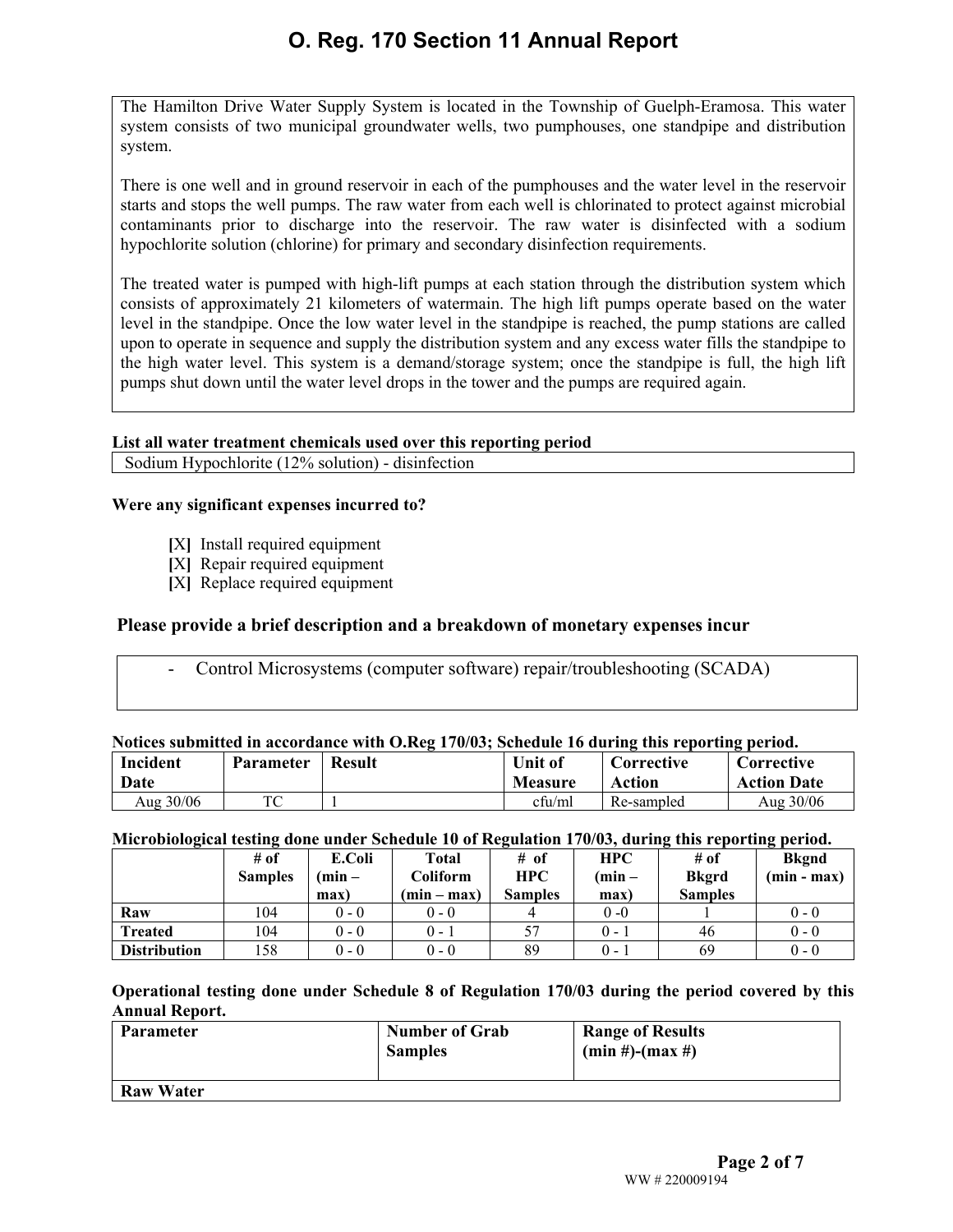# O. Reg. 170 Section 11 Annual Report

The Hamilton Drive Water Supply System is located in the Township of Guelph-Eramosa. This water system consists of two municipal groundwater wells, two pumphouses, one standpipe and distribution system.

There is one well and in ground reservoir in each of the pumphouses and the water level in the reservoir starts and stops the well pumps. The raw water from each well is chlorinated to protect against microbial contaminants prior to discharge into the reservoir. The raw water is disinfected with a sodium hypochlorite solution (chlorine) for primary and secondary disinfection requirements.

The treated water is pumped with high-lift pumps at each station through the distribution system which consists of approximately 21 kilometers of watermain. The high lift pumps operate based on the water level in the standpipe. Once the low water level in the standpipe is reached, the pump stations are called upon to operate in sequence and supply the distribution system and any excess water fills the standpipe to the high water level. This system is a demand/storage system; once the standpipe is full, the high lift pumps shut down until the water level drops in the tower and the pumps are required again.

**List all water treatment chemicals used over this reporting period**

Sodium Hypochlorite (12% solution) - disinfection

**Were any significant expenses incurred to?**

- [X] Install required equipment
- [X] Repair required equipment
- [X] Replace required equipment

**Please provide a brief description and a breakdown of monetary expenses incur**

- Control Microsystems (computer software) repair/troubleshooting (SCADA)

**Notices submitted in accordance with O.Reg 170/03; Schedule 16 during this reporting period.**

| Incident Date | Parameter | Result | Unit of Measure | Corrective Action | Corrective Action Date |
|---|---|---|---|---|---|
| Aug 30/06 | TC | 1 | cfu/ml | Re-sampled | Aug 30/06 |

**Microbiological testing done under Schedule 10 of Regulation 170/03, during this reporting period.**

| | # of Samples | E.Coli (min – max) | Total Coliform (min – max) | # of HPC Samples | HPC (min – max) | # of Bkgrd Samples | Bkgnd (min - max) |
|---|---|---|---|---|---|---|---|
| **Raw** | 104 | 0 - 0 | 0 - 0 | 4 | 0 -0 | 1 | 0 - 0 |
| **Treated** | 104 | 0 - 0 | 0 - 1 | 57 | 0 - 1 | 46 | 0 - 0 |
| **Distribution** | 158 | 0 - 0 | 0 - 0 | 89 | 0 - 1 | 69 | 0 - 0 |

**Operational testing done under Schedule 8 of Regulation 170/03 during the period covered by this Annual Report.**

| Parameter | Number of Grab Samples | Range of Results (min #)-(max #) |
|---|---|---|
| **Raw Water** | | |

WW # 220009194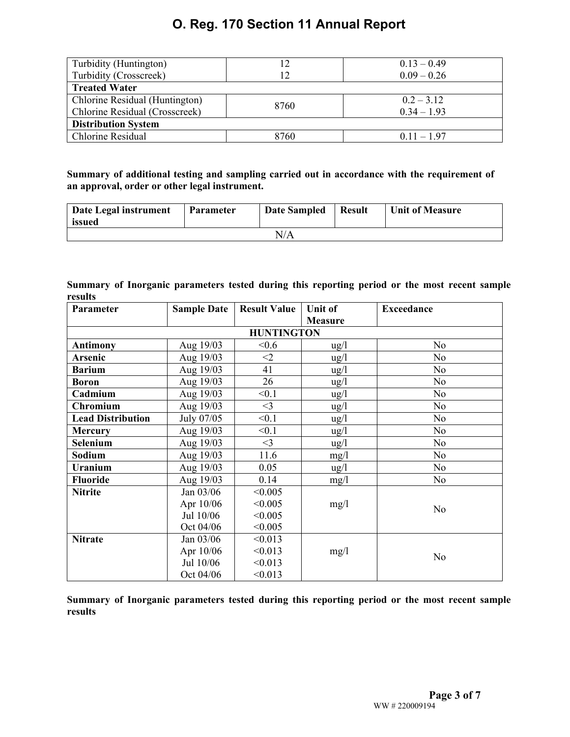| | | |
|---|---|---|
| Turbidity (Huntington)<br>Turbidity (Crosscreek) | 12<br>12 | 0.13 – 0.49<br>0.09 – 0.26 |
| **Treated Water** | | |
| Chlorine Residual (Huntington)<br>Chlorine Residual (Crosscreek) | 8760 | 0.2 – 3.12<br>0.34 – 1.93 |
| **Distribution System** | | |
| Chlorine Residual | 8760 | 0.11 – 1.97 |

**Summary of additional testing and sampling carried out in accordance with the requirement of an approval, order or other legal instrument.**

| Date Legal instrument issued | Parameter | Date Sampled | Result | Unit of Measure |
|---|---|---|---|---|
| N/A | | | | |

**Summary of Inorganic parameters tested during this reporting period or the most recent sample results**

| Parameter | Sample Date | Result Value | Unit of Measure | Exceedance |
|---|---|---|---|---|
| **HUNTINGTON** | | | | |
| **Antimony** | Aug 19/03 | <0.6 | ug/l | No |
| **Arsenic** | Aug 19/03 | <2 | ug/l | No |
| **Barium** | Aug 19/03 | 41 | ug/l | No |
| **Boron** | Aug 19/03 | 26 | ug/l | No |
| **Cadmium** | Aug 19/03 | <0.1 | ug/l | No |
| **Chromium** | Aug 19/03 | <3 | ug/l | No |
| **Lead Distribution** | July 07/05 | <0.1 | ug/l | No |
| **Mercury** | Aug 19/03 | <0.1 | ug/l | No |
| **Selenium** | Aug 19/03 | <3 | ug/l | No |
| **Sodium** | Aug 19/03 | 11.6 | mg/l | No |
| **Uranium** | Aug 19/03 | 0.05 | ug/l | No |
| **Fluoride** | Aug 19/03 | 0.14 | mg/l | No |
| **Nitrite** | Jan 03/06<br>Apr 10/06<br>Jul 10/06<br>Oct 04/06 | <0.005<br><0.005<br><0.005<br><0.005 | mg/l | No |
| **Nitrate** | Jan 03/06<br>Apr 10/06<br>Jul 10/06<br>Oct 04/06 | <0.013<br><0.013<br><0.013<br><0.013 | mg/l | No |

**Summary of Inorganic parameters tested during this reporting period or the most recent sample results**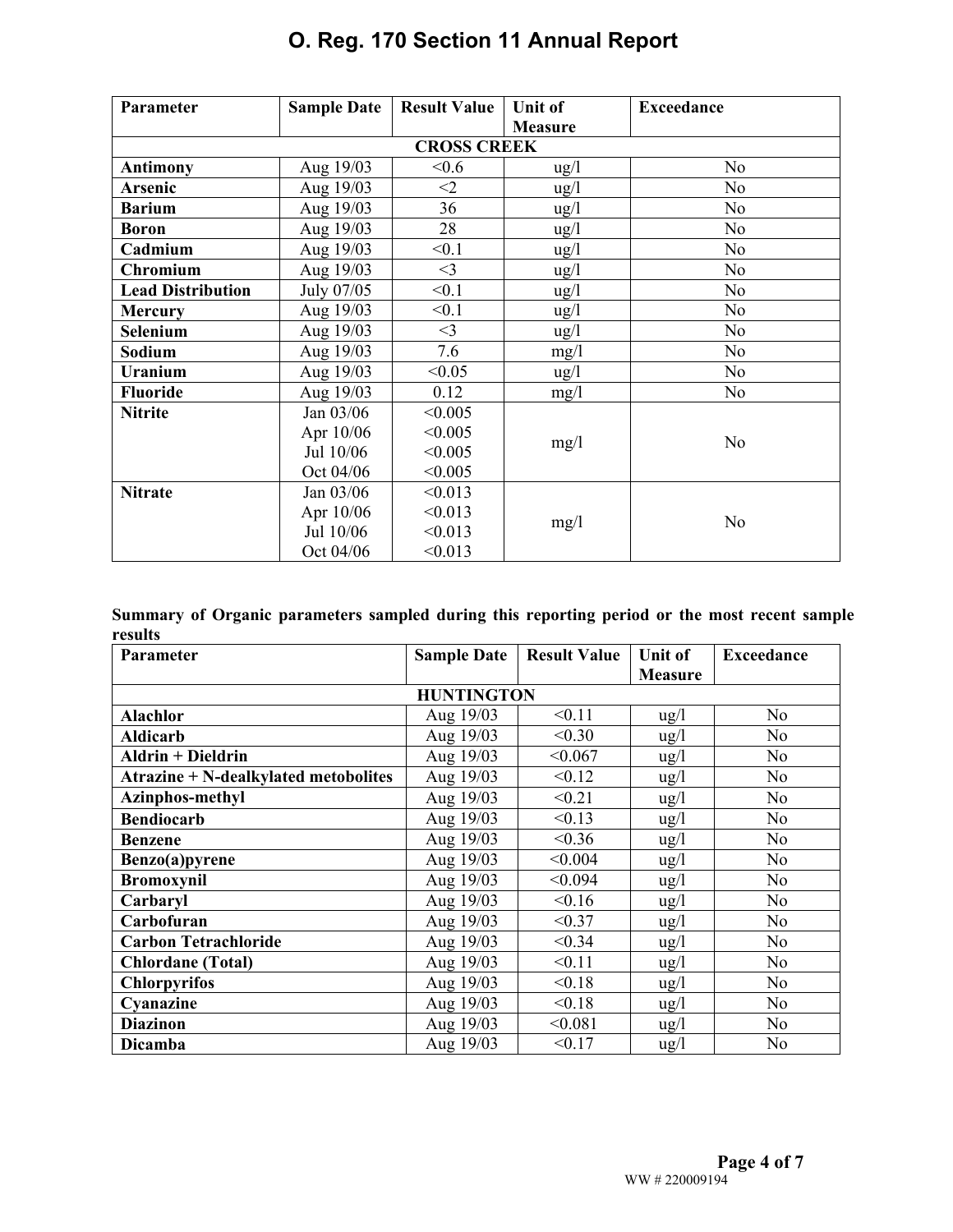| Parameter | Sample Date | Result Value | Unit of Measure | Exceedance |
|---|---|---|---|---|
| **CROSS CREEK** | | | | |
| **Antimony** | Aug 19/03 | <0.6 | ug/l | No |
| **Arsenic** | Aug 19/03 | <2 | ug/l | No |
| **Barium** | Aug 19/03 | 36 | ug/l | No |
| **Boron** | Aug 19/03 | 28 | ug/l | No |
| **Cadmium** | Aug 19/03 | <0.1 | ug/l | No |
| **Chromium** | Aug 19/03 | <3 | ug/l | No |
| **Lead Distribution** | July 07/05 | <0.1 | ug/l | No |
| **Mercury** | Aug 19/03 | <0.1 | ug/l | No |
| **Selenium** | Aug 19/03 | <3 | ug/l | No |
| **Sodium** | Aug 19/03 | 7.6 | mg/l | No |
| **Uranium** | Aug 19/03 | <0.05 | ug/l | No |
| **Fluoride** | Aug 19/03 | 0.12 | mg/l | No |
| **Nitrite** | Jan 03/06<br>Apr 10/06<br>Jul 10/06<br>Oct 04/06 | <0.005<br><0.005<br><0.005<br><0.005 | mg/l | No |
| **Nitrate** | Jan 03/06<br>Apr 10/06<br>Jul 10/06<br>Oct 04/06 | <0.013<br><0.013<br><0.013<br><0.013 | mg/l | No |

**Summary of Organic parameters sampled during this reporting period or the most recent sample results**

| Parameter | Sample Date | Result Value | Unit of Measure | Exceedance |
|---|---|---|---|---|
| **HUNTINGTON** | | | | |
| **Alachlor** | Aug 19/03 | <0.11 | ug/l | No |
| **Aldicarb** | Aug 19/03 | <0.30 | ug/l | No |
| **Aldrin + Dieldrin** | Aug 19/03 | <0.067 | ug/l | No |
| **Atrazine + N-dealkylated metobolites** | Aug 19/03 | <0.12 | ug/l | No |
| **Azinphos-methyl** | Aug 19/03 | <0.21 | ug/l | No |
| **Bendiocarb** | Aug 19/03 | <0.13 | ug/l | No |
| **Benzene** | Aug 19/03 | <0.36 | ug/l | No |
| **Benzo(a)pyrene** | Aug 19/03 | <0.004 | ug/l | No |
| **Bromoxynil** | Aug 19/03 | <0.094 | ug/l | No |
| **Carbaryl** | Aug 19/03 | <0.16 | ug/l | No |
| **Carbofuran** | Aug 19/03 | <0.37 | ug/l | No |
| **Carbon Tetrachloride** | Aug 19/03 | <0.34 | ug/l | No |
| **Chlordane (Total)** | Aug 19/03 | <0.11 | ug/l | No |
| **Chlorpyrifos** | Aug 19/03 | <0.18 | ug/l | No |
| **Cyanazine** | Aug 19/03 | <0.18 | ug/l | No |
| **Diazinon** | Aug 19/03 | <0.081 | ug/l | No |
| **Dicamba** | Aug 19/03 | <0.17 | ug/l | No |

WW # 220009194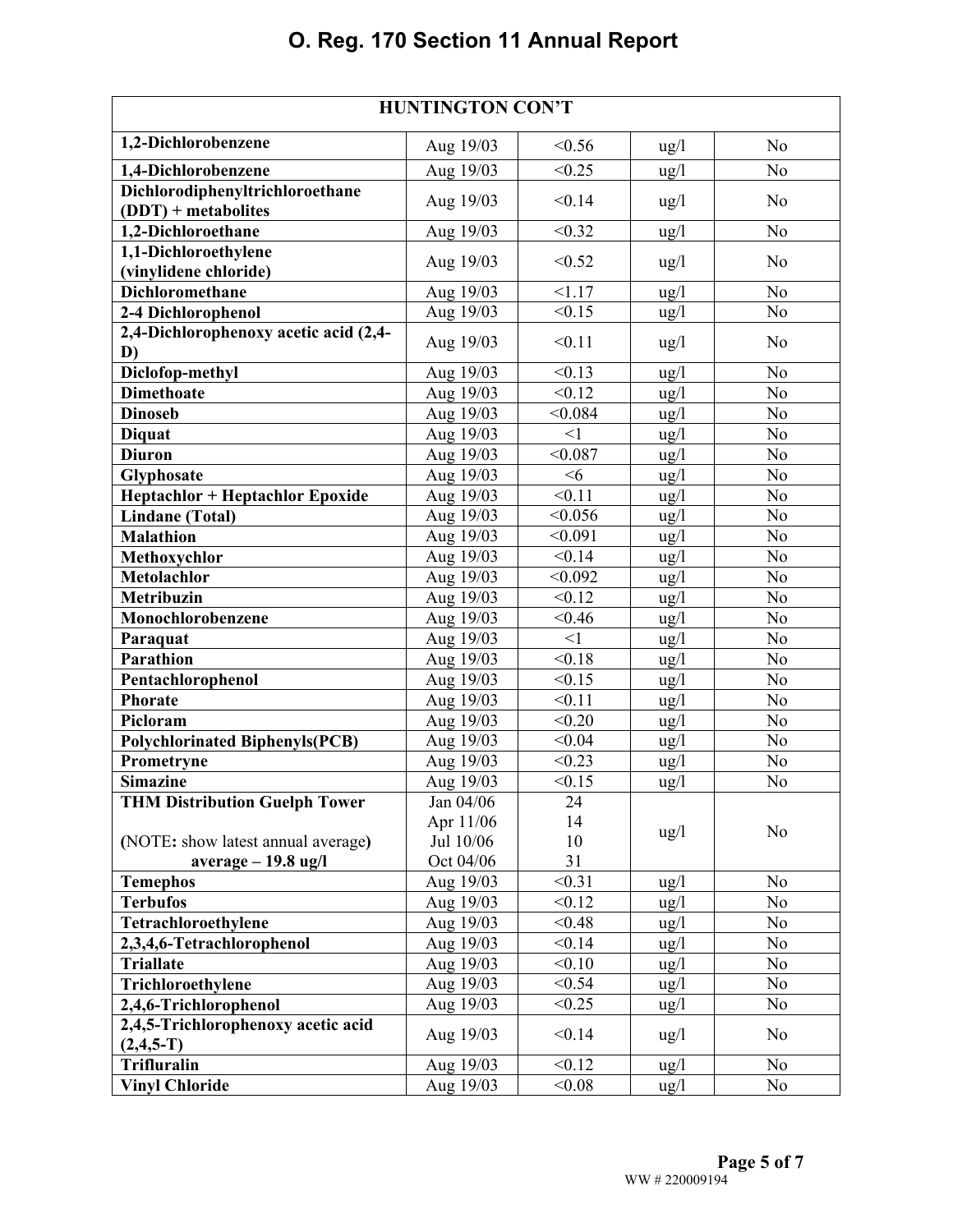# O. Reg. 170 Section 11 Annual Report

| HUNTINGTON CON'T | | | | |
|---|---|---|---|---|
| **1,2-Dichlorobenzene** | Aug 19/03 | <0.56 | ug/l | No |
| **1,4-Dichlorobenzene** | Aug 19/03 | <0.25 | ug/l | No |
| **Dichlorodiphenyltrichloroethane (DDT) + metabolites** | Aug 19/03 | <0.14 | ug/l | No |
| **1,2-Dichloroethane** | Aug 19/03 | <0.32 | ug/l | No |
| **1,1-Dichloroethylene (vinylidene chloride)** | Aug 19/03 | <0.52 | ug/l | No |
| **Dichloromethane** | Aug 19/03 | <1.17 | ug/l | No |
| **2-4 Dichlorophenol** | Aug 19/03 | <0.15 | ug/l | No |
| **2,4-Dichlorophenoxy acetic acid (2,4-D)** | Aug 19/03 | <0.11 | ug/l | No |
| **Diclofop-methyl** | Aug 19/03 | <0.13 | ug/l | No |
| **Dimethoate** | Aug 19/03 | <0.12 | ug/l | No |
| **Dinoseb** | Aug 19/03 | <0.084 | ug/l | No |
| **Diquat** | Aug 19/03 | <1 | ug/l | No |
| **Diuron** | Aug 19/03 | <0.087 | ug/l | No |
| **Glyphosate** | Aug 19/03 | <6 | ug/l | No |
| **Heptachlor + Heptachlor Epoxide** | Aug 19/03 | <0.11 | ug/l | No |
| **Lindane (Total)** | Aug 19/03 | <0.056 | ug/l | No |
| **Malathion** | Aug 19/03 | <0.091 | ug/l | No |
| **Methoxychlor** | Aug 19/03 | <0.14 | ug/l | No |
| **Metolachlor** | Aug 19/03 | <0.092 | ug/l | No |
| **Metribuzin** | Aug 19/03 | <0.12 | ug/l | No |
| **Monochlorobenzene** | Aug 19/03 | <0.46 | ug/l | No |
| **Paraquat** | Aug 19/03 | <1 | ug/l | No |
| **Parathion** | Aug 19/03 | <0.18 | ug/l | No |
| **Pentachlorophenol** | Aug 19/03 | <0.15 | ug/l | No |
| **Phorate** | Aug 19/03 | <0.11 | ug/l | No |
| **Picloram** | Aug 19/03 | <0.20 | ug/l | No |
| **Polychlorinated Biphenyls(PCB)** | Aug 19/03 | <0.04 | ug/l | No |
| **Prometryne** | Aug 19/03 | <0.23 | ug/l | No |
| **Simazine** | Aug 19/03 | <0.15 | ug/l | No |
| **THM Distribution Guelph Tower** (NOTE: show latest annual average) **average – 19.8 ug/l** | Jan 04/06<br>Apr 11/06<br>Jul 10/06<br>Oct 04/06 | 24<br>14<br>10<br>31 | ug/l | No |
| **Temephos** | Aug 19/03 | <0.31 | ug/l | No |
| **Terbufos** | Aug 19/03 | <0.12 | ug/l | No |
| **Tetrachloroethylene** | Aug 19/03 | <0.48 | ug/l | No |
| **2,3,4,6-Tetrachlorophenol** | Aug 19/03 | <0.14 | ug/l | No |
| **Triallate** | Aug 19/03 | <0.10 | ug/l | No |
| **Trichloroethylene** | Aug 19/03 | <0.54 | ug/l | No |
| **2,4,6-Trichlorophenol** | Aug 19/03 | <0.25 | ug/l | No |
| **2,4,5-Trichlorophenoxy acetic acid (2,4,5-T)** | Aug 19/03 | <0.14 | ug/l | No |
| **Trifluralin** | Aug 19/03 | <0.12 | ug/l | No |
| **Vinyl Chloride** | Aug 19/03 | <0.08 | ug/l | No |

WW # 220009194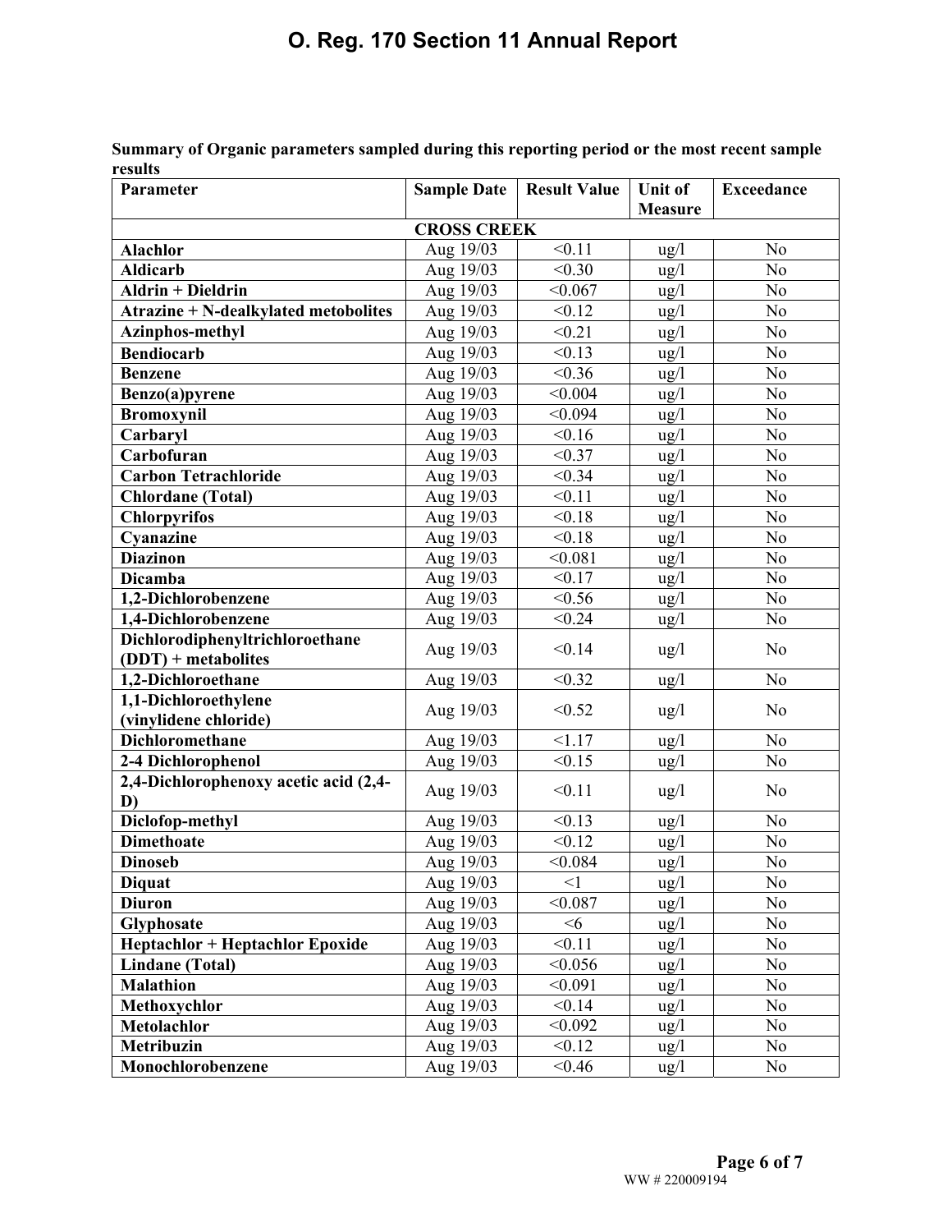**Summary of Organic parameters sampled during this reporting period or the most recent sample results**

| Parameter | Sample Date | Result Value | Unit of Measure | Exceedance |
|---|---|---|---|---|
| | **CROSS CREEK** | | | |
| **Alachlor** | Aug 19/03 | <0.11 | ug/l | No |
| **Aldicarb** | Aug 19/03 | <0.30 | ug/l | No |
| **Aldrin + Dieldrin** | Aug 19/03 | <0.067 | ug/l | No |
| **Atrazine + N-dealkylated metobolites** | Aug 19/03 | <0.12 | ug/l | No |
| **Azinphos-methyl** | Aug 19/03 | <0.21 | ug/l | No |
| **Bendiocarb** | Aug 19/03 | <0.13 | ug/l | No |
| **Benzene** | Aug 19/03 | <0.36 | ug/l | No |
| **Benzo(a)pyrene** | Aug 19/03 | <0.004 | ug/l | No |
| **Bromoxynil** | Aug 19/03 | <0.094 | ug/l | No |
| **Carbaryl** | Aug 19/03 | <0.16 | ug/l | No |
| **Carbofuran** | Aug 19/03 | <0.37 | ug/l | No |
| **Carbon Tetrachloride** | Aug 19/03 | <0.34 | ug/l | No |
| **Chlordane (Total)** | Aug 19/03 | <0.11 | ug/l | No |
| **Chlorpyrifos** | Aug 19/03 | <0.18 | ug/l | No |
| **Cyanazine** | Aug 19/03 | <0.18 | ug/l | No |
| **Diazinon** | Aug 19/03 | <0.081 | ug/l | No |
| **Dicamba** | Aug 19/03 | <0.17 | ug/l | No |
| **1,2-Dichlorobenzene** | Aug 19/03 | <0.56 | ug/l | No |
| **1,4-Dichlorobenzene** | Aug 19/03 | <0.24 | ug/l | No |
| **Dichlorodiphenyltrichloroethane (DDT) + metabolites** | Aug 19/03 | <0.14 | ug/l | No |
| **1,2-Dichloroethane** | Aug 19/03 | <0.32 | ug/l | No |
| **1,1-Dichloroethylene (vinylidene chloride)** | Aug 19/03 | <0.52 | ug/l | No |
| **Dichloromethane** | Aug 19/03 | <1.17 | ug/l | No |
| **2-4 Dichlorophenol** | Aug 19/03 | <0.15 | ug/l | No |
| **2,4-Dichlorophenoxy acetic acid (2,4-D)** | Aug 19/03 | <0.11 | ug/l | No |
| **Diclofop-methyl** | Aug 19/03 | <0.13 | ug/l | No |
| **Dimethoate** | Aug 19/03 | <0.12 | ug/l | No |
| **Dinoseb** | Aug 19/03 | <0.084 | ug/l | No |
| **Diquat** | Aug 19/03 | <1 | ug/l | No |
| **Diuron** | Aug 19/03 | <0.087 | ug/l | No |
| **Glyphosate** | Aug 19/03 | <6 | ug/l | No |
| **Heptachlor + Heptachlor Epoxide** | Aug 19/03 | <0.11 | ug/l | No |
| **Lindane (Total)** | Aug 19/03 | <0.056 | ug/l | No |
| **Malathion** | Aug 19/03 | <0.091 | ug/l | No |
| **Methoxychlor** | Aug 19/03 | <0.14 | ug/l | No |
| **Metolachlor** | Aug 19/03 | <0.092 | ug/l | No |
| **Metribuzin** | Aug 19/03 | <0.12 | ug/l | No |
| **Monochlorobenzene** | Aug 19/03 | <0.46 | ug/l | No |

WW # 220009194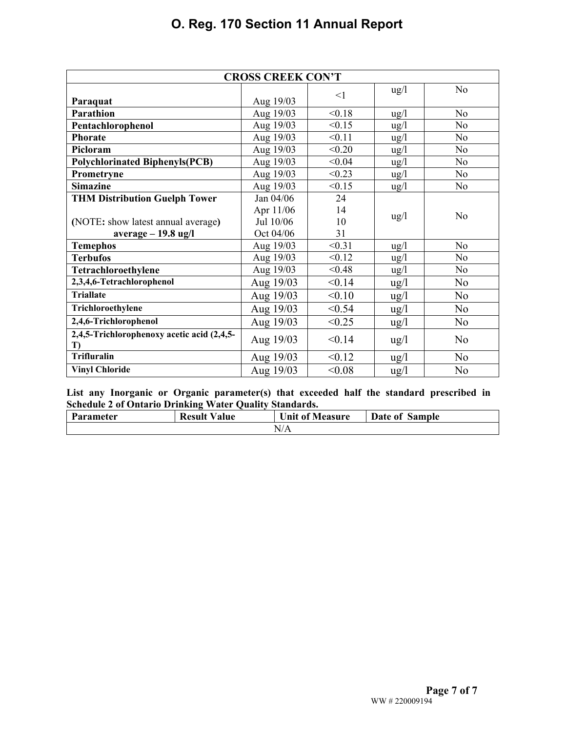| CROSS CREEK CON'T | | | | |
|---|---|---|---|---|
| **Paraquat** | Aug 19/03 | <1 | ug/l | No |
| **Parathion** | Aug 19/03 | <0.18 | ug/l | No |
| **Pentachlorophenol** | Aug 19/03 | <0.15 | ug/l | No |
| **Phorate** | Aug 19/03 | <0.11 | ug/l | No |
| **Picloram** | Aug 19/03 | <0.20 | ug/l | No |
| **Polychlorinated Biphenyls(PCB)** | Aug 19/03 | <0.04 | ug/l | No |
| **Prometryne** | Aug 19/03 | <0.23 | ug/l | No |
| **Simazine** | Aug 19/03 | <0.15 | ug/l | No |
| **THM Distribution Guelph Tower** (NOTE: show latest annual average) **average – 19.8 ug/l** | Jan 04/06 Apr 11/06 Jul 10/06 Oct 04/06 | 24 14 10 31 | ug/l | No |
| **Temephos** | Aug 19/03 | <0.31 | ug/l | No |
| **Terbufos** | Aug 19/03 | <0.12 | ug/l | No |
| **Tetrachloroethylene** | Aug 19/03 | <0.48 | ug/l | No |
| **2,3,4,6-Tetrachlorophenol** | Aug 19/03 | <0.14 | ug/l | No |
| **Triallate** | Aug 19/03 | <0.10 | ug/l | No |
| **Trichloroethylene** | Aug 19/03 | <0.54 | ug/l | No |
| **2,4,6-Trichlorophenol** | Aug 19/03 | <0.25 | ug/l | No |
| **2,4,5-Trichlorophenoxy acetic acid (2,4,5-T)** | Aug 19/03 | <0.14 | ug/l | No |
| **Trifluralin** | Aug 19/03 | <0.12 | ug/l | No |
| **Vinyl Chloride** | Aug 19/03 | <0.08 | ug/l | No |

**List any Inorganic or Organic parameter(s) that exceeded half the standard prescribed in Schedule 2 of Ontario Drinking Water Quality Standards.**

| Parameter | Result Value | Unit of Measure | Date of Sample |
|---|---|---|---|
| N/A | | | |

WW # 220009194